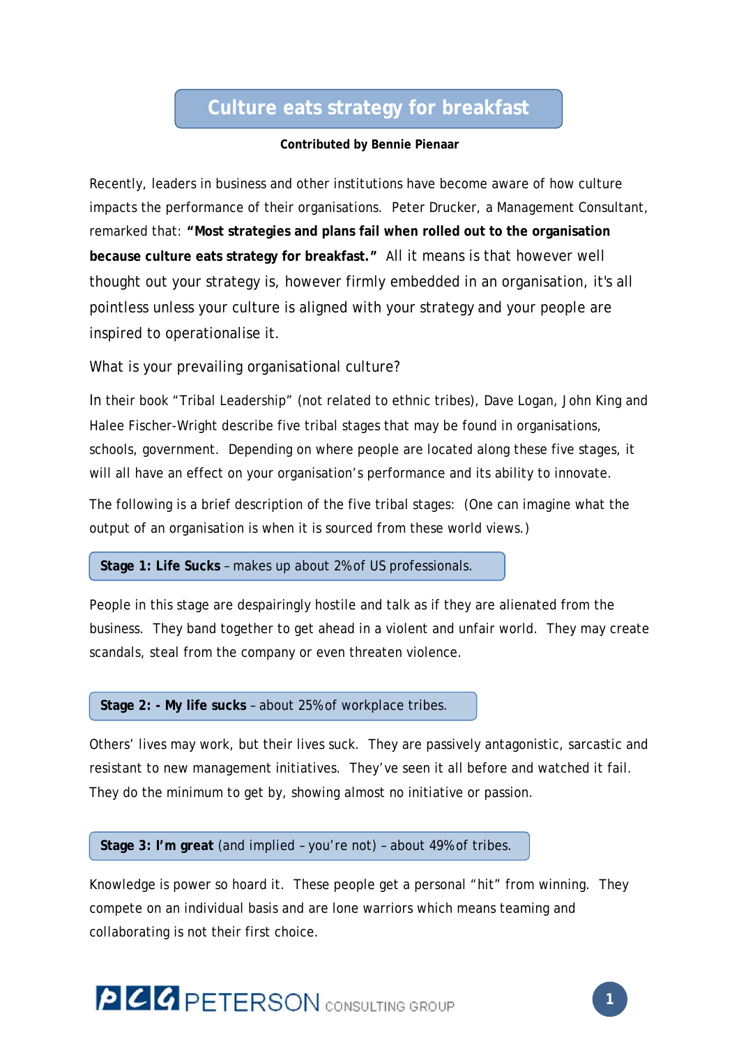# Culture eats strategy for breakfast

**Contributed by Bennie Pienaar**

Recently, leaders in business and other institutions have become aware of how culture impacts the performance of their organisations. Peter Drucker, a Management Consultant, remarked that: **"Most strategies and plans fail when rolled out to the organisation because culture eats strategy for breakfast."** All it means is that however well thought out your strategy is, however firmly embedded in an organisation, it's all pointless unless your culture is aligned with your strategy and your people are inspired to operationalise it.

What is your prevailing organisational culture?

In their book "Tribal Leadership" (not related to ethnic tribes), Dave Logan, John King and Halee Fischer-Wright describe five tribal stages that may be found in organisations, schools, government. Depending on where people are located along these five stages, it will all have an effect on your organisation's performance and its ability to innovate.

The following is a brief description of the five tribal stages: (One can imagine what the output of an organisation is when it is sourced from these world views.)

**Stage 1: Life Sucks** – makes up about 2% of US professionals.

People in this stage are despairingly hostile and talk as if they are alienated from the business. They band together to get ahead in a violent and unfair world. They may create scandals, steal from the company or even threaten violence.

**Stage 2: - My life sucks** – about 25% of workplace tribes.

Others' lives may work, but their lives suck. They are passively antagonistic, sarcastic and resistant to new management initiatives. They've seen it all before and watched it fail. They do the minimum to get by, showing almost no initiative or passion.

**Stage 3: I'm great** (and implied – you're not) – about 49% of tribes.

Knowledge is power so hoard it. These people get a personal "hit" from winning. They compete on an individual basis and are lone warriors which means teaming and collaborating is not their first choice.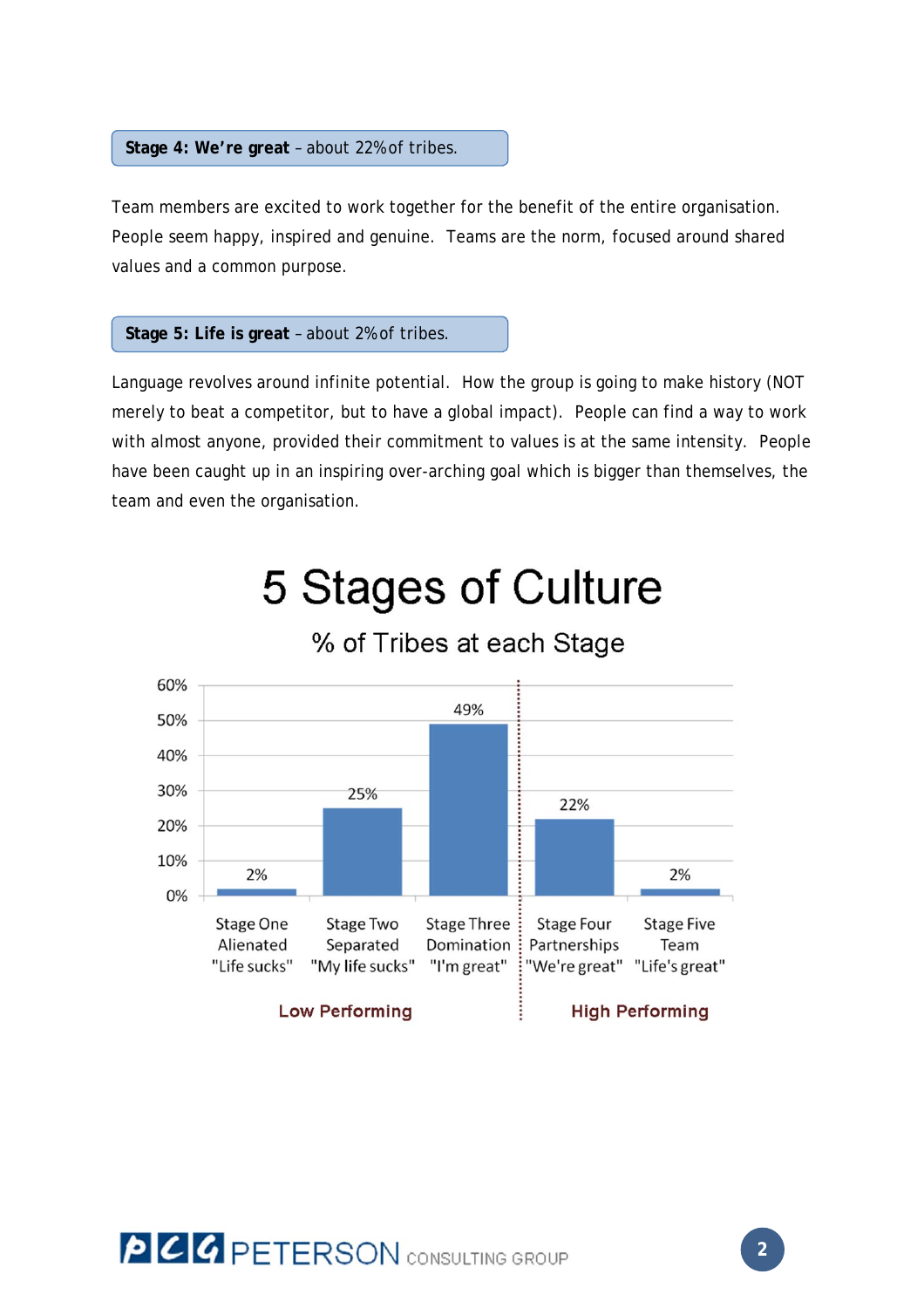**Stage 4: We're great** – about 22% of tribes.

Team members are excited to work together for the benefit of the entire organisation. People seem happy, inspired and genuine. Teams are the norm, focused around shared values and a common purpose.

**Stage 5: Life is great** – about 2% of tribes.

Language revolves around infinite potential. How the group is going to make history (NOT merely to beat a competitor, but to have a global impact). People can find a way to work with almost anyone, provided their commitment to values is at the same intensity. People have been caught up in an inspiring over-arching goal which is bigger than themselves, the team and even the organisation.

5 Stages of Culture

% of Tribes at each Stage

60%
50%
40%
30%
20%
10%
0%

2%
25%
49%
22%
2%

Stage One Alienated "Life sucks"
Stage Two Separated "My life sucks"
Stage Three Domination "I'm great"
Stage Four Partnerships "We're great"
Stage Five Team "Life's great"

Low Performing
High Performing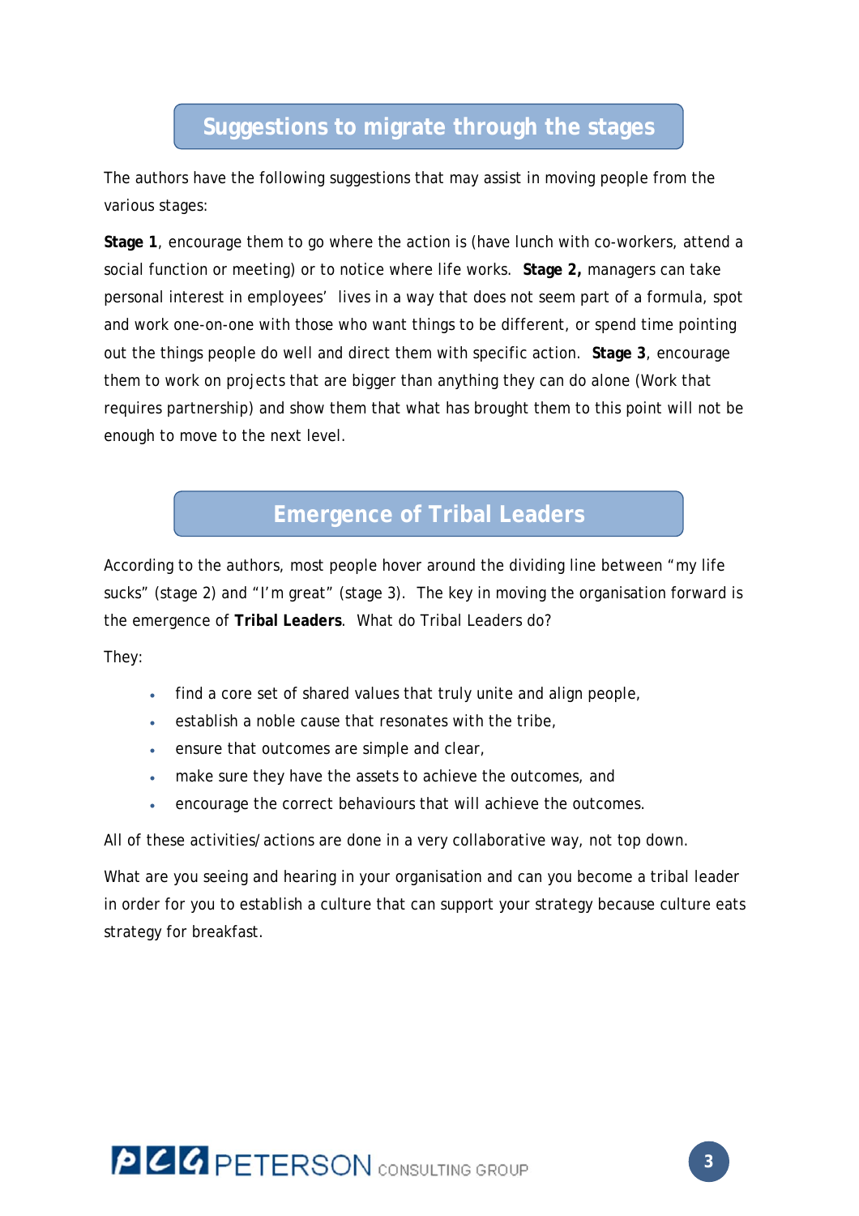## Suggestions to migrate through the stages

The authors have the following suggestions that may assist in moving people from the various stages:

**Stage 1**, encourage them to go where the action is (have lunch with co-workers, attend a social function or meeting) or to notice where life works. **Stage 2,** managers can take personal interest in employees' lives in a way that does not seem part of a formula, spot and work one-on-one with those who want things to be different, or spend time pointing out the things people do well and direct them with specific action. **Stage 3**, encourage them to work on projects that are bigger than anything they can do alone (Work that requires partnership) and show them that what has brought them to this point will not be enough to move to the next level.

## Emergence of Tribal Leaders

According to the authors, most people hover around the dividing line between "my life sucks" (stage 2) and "I'm great" (stage 3). The key in moving the organisation forward is the emergence of **Tribal Leaders**. What do Tribal Leaders do?

They:

- find a core set of shared values that truly unite and align people,
- establish a noble cause that resonates with the tribe,
- ensure that outcomes are simple and clear,
- make sure they have the assets to achieve the outcomes, and
- encourage the correct behaviours that will achieve the outcomes.

All of these activities/actions are done in a very collaborative way, not top down.

What are you seeing and hearing in your organisation and can you become a tribal leader in order for you to establish a culture that can support your strategy because culture eats strategy for breakfast.